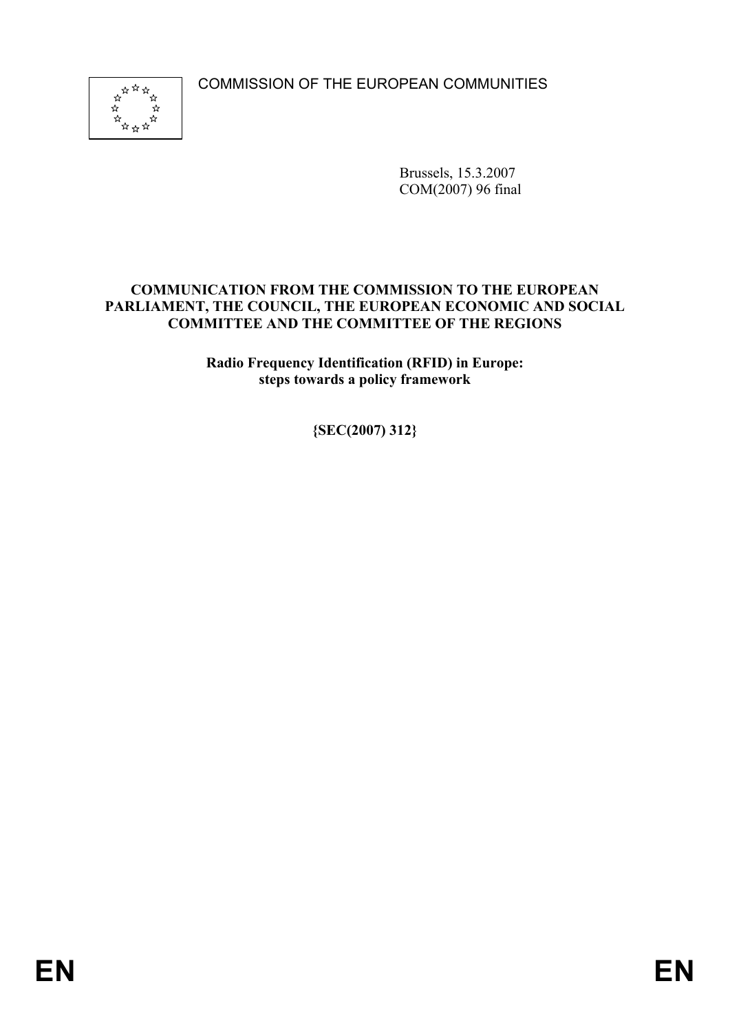COMMISSION OF THE EUROPEAN COMMUNITIES

Brussels, 15.3.2007
COM(2007) 96 final

**COMMUNICATION FROM THE COMMISSION TO THE EUROPEAN PARLIAMENT, THE COUNCIL, THE EUROPEAN ECONOMIC AND SOCIAL COMMITTEE AND THE COMMITTEE OF THE REGIONS**

**Radio Frequency Identification (RFID) in Europe: steps towards a policy framework**

**{SEC(2007) 312}**

EN EN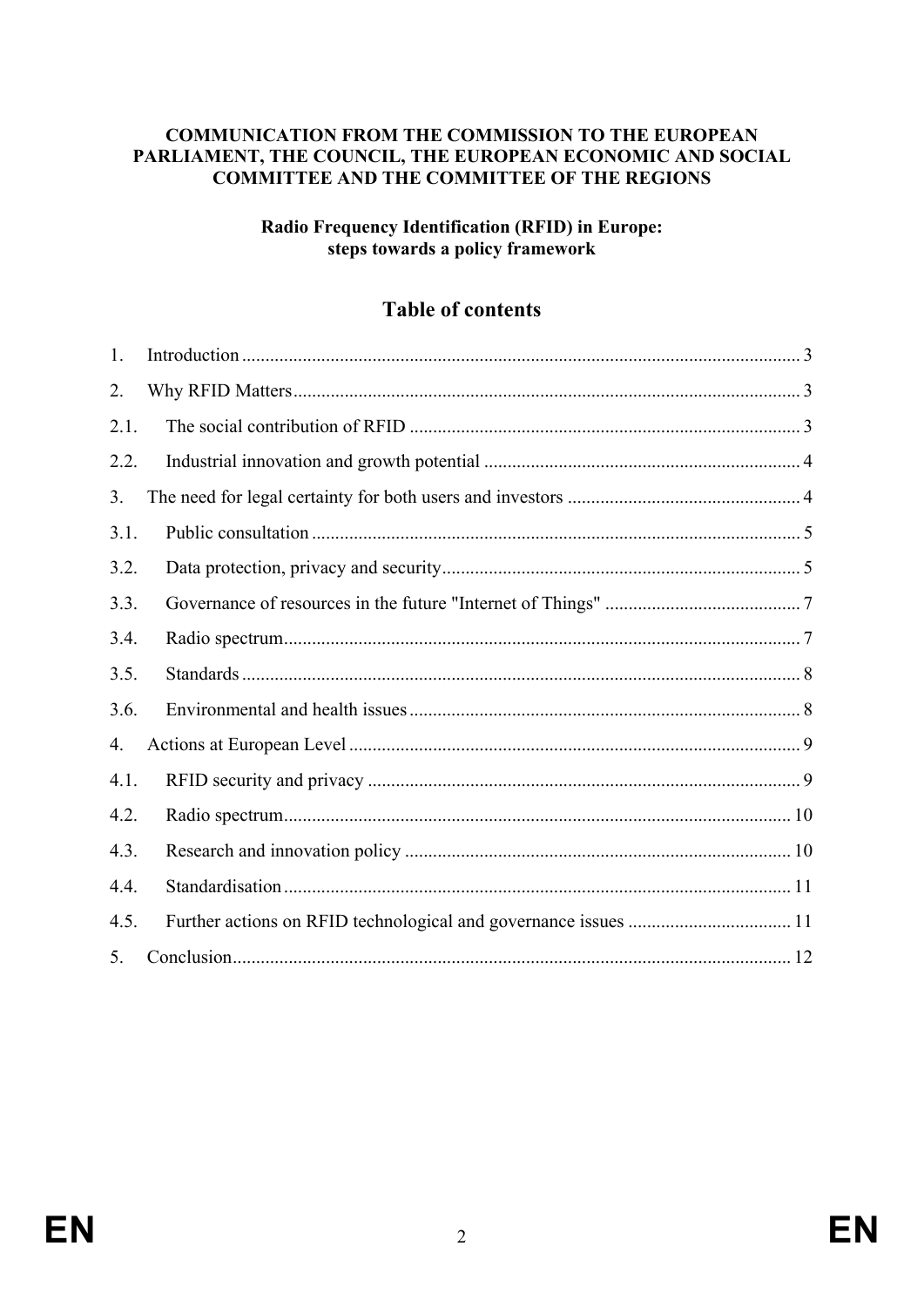**COMMUNICATION FROM THE COMMISSION TO THE EUROPEAN PARLIAMENT, THE COUNCIL, THE EUROPEAN ECONOMIC AND SOCIAL COMMITTEE AND THE COMMITTEE OF THE REGIONS**

**Radio Frequency Identification (RFID) in Europe: steps towards a policy framework**

## Table of contents

1. Introduction ........ 3
2. Why RFID Matters ........ 3
2.1. The social contribution of RFID ........ 3
2.2. Industrial innovation and growth potential ........ 4
3. The need for legal certainty for both users and investors ........ 4
3.1. Public consultation ........ 5
3.2. Data protection, privacy and security ........ 5
3.3. Governance of resources in the future "Internet of Things" ........ 7
3.4. Radio spectrum ........ 7
3.5. Standards ........ 8
3.6. Environmental and health issues ........ 8
4. Actions at European Level ........ 9
4.1. RFID security and privacy ........ 9
4.2. Radio spectrum ........ 10
4.3. Research and innovation policy ........ 10
4.4. Standardisation ........ 11
4.5. Further actions on RFID technological and governance issues ........ 11
5. Conclusion ........ 12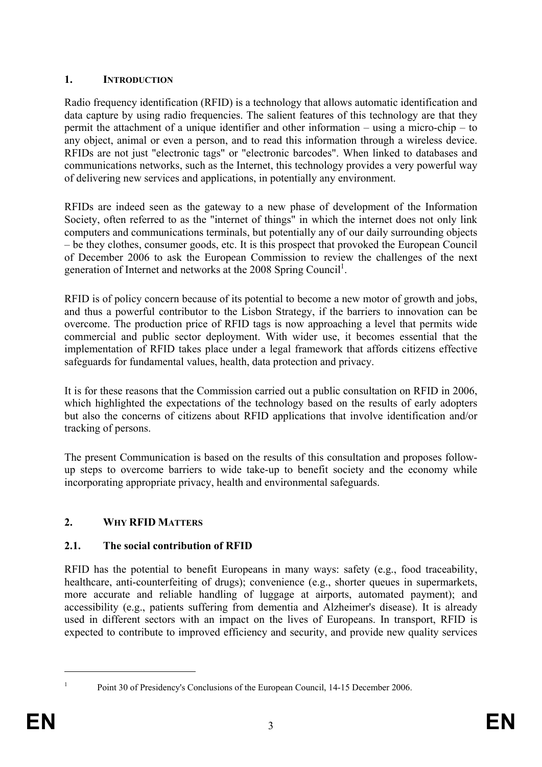## 1. INTRODUCTION

Radio frequency identification (RFID) is a technology that allows automatic identification and data capture by using radio frequencies. The salient features of this technology are that they permit the attachment of a unique identifier and other information – using a micro-chip – to any object, animal or even a person, and to read this information through a wireless device. RFIDs are not just "electronic tags" or "electronic barcodes". When linked to databases and communications networks, such as the Internet, this technology provides a very powerful way of delivering new services and applications, in potentially any environment.

RFIDs are indeed seen as the gateway to a new phase of development of the Information Society, often referred to as the "internet of things" in which the internet does not only link computers and communications terminals, but potentially any of our daily surrounding objects – be they clothes, consumer goods, etc. It is this prospect that provoked the European Council of December 2006 to ask the European Commission to review the challenges of the next generation of Internet and networks at the 2008 Spring Council[1].

RFID is of policy concern because of its potential to become a new motor of growth and jobs, and thus a powerful contributor to the Lisbon Strategy, if the barriers to innovation can be overcome. The production price of RFID tags is now approaching a level that permits wide commercial and public sector deployment. With wider use, it becomes essential that the implementation of RFID takes place under a legal framework that affords citizens effective safeguards for fundamental values, health, data protection and privacy.

It is for these reasons that the Commission carried out a public consultation on RFID in 2006, which highlighted the expectations of the technology based on the results of early adopters but also the concerns of citizens about RFID applications that involve identification and/or tracking of persons.

The present Communication is based on the results of this consultation and proposes follow-up steps to overcome barriers to wide take-up to benefit society and the economy while incorporating appropriate privacy, health and environmental safeguards.

## 2. WHY RFID MATTERS

### 2.1. The social contribution of RFID

RFID has the potential to benefit Europeans in many ways: safety (e.g., food traceability, healthcare, anti-counterfeiting of drugs); convenience (e.g., shorter queues in supermarkets, more accurate and reliable handling of luggage at airports, automated payment); and accessibility (e.g., patients suffering from dementia and Alzheimer's disease). It is already used in different sectors with an impact on the lives of Europeans. In transport, RFID is expected to contribute to improved efficiency and security, and provide new quality services

---

[1] Point 30 of Presidency's Conclusions of the European Council, 14-15 December 2006.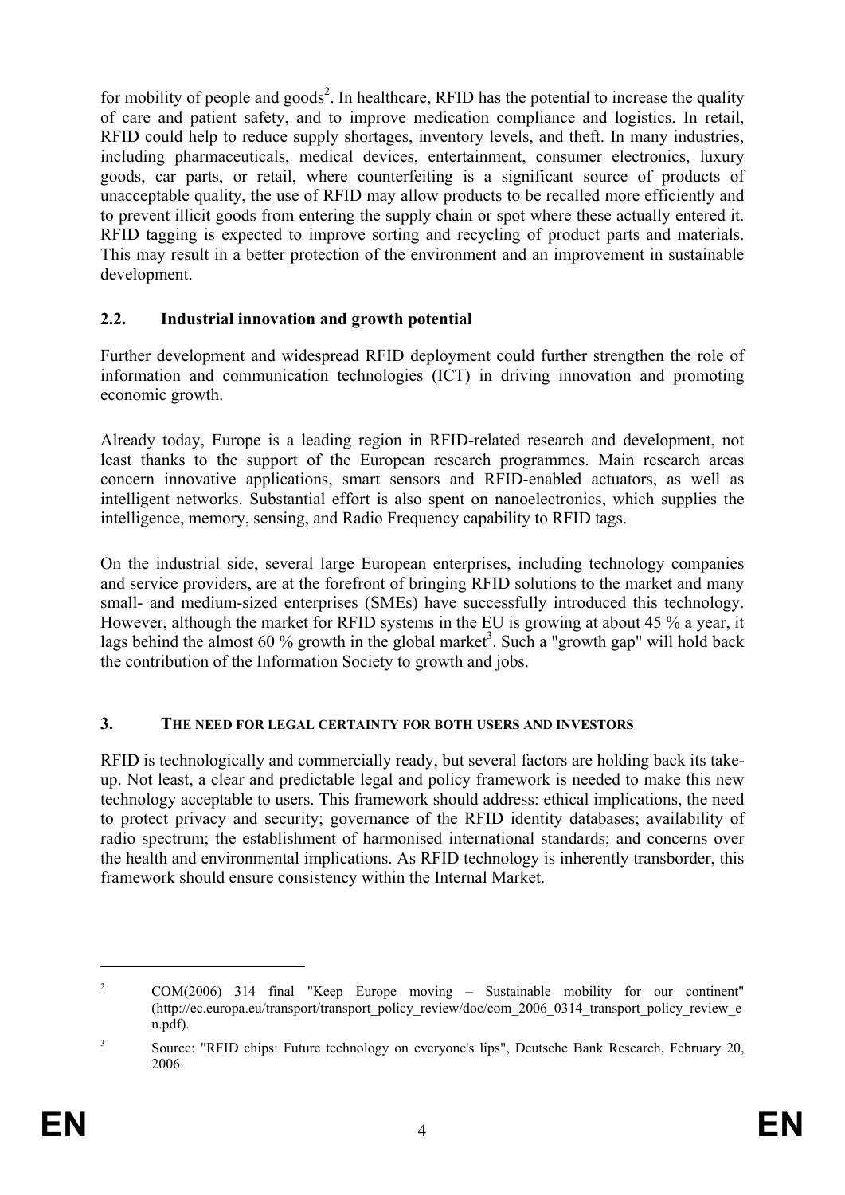for mobility of people and goods[2]. In healthcare, RFID has the potential to increase the quality of care and patient safety, and to improve medication compliance and logistics. In retail, RFID could help to reduce supply shortages, inventory levels, and theft. In many industries, including pharmaceuticals, medical devices, entertainment, consumer electronics, luxury goods, car parts, or retail, where counterfeiting is a significant source of products of unacceptable quality, the use of RFID may allow products to be recalled more efficiently and to prevent illicit goods from entering the supply chain or spot where these actually entered it. RFID tagging is expected to improve sorting and recycling of product parts and materials. This may result in a better protection of the environment and an improvement in sustainable development.

### 2.2. Industrial innovation and growth potential

Further development and widespread RFID deployment could further strengthen the role of information and communication technologies (ICT) in driving innovation and promoting economic growth.

Already today, Europe is a leading region in RFID-related research and development, not least thanks to the support of the European research programmes. Main research areas concern innovative applications, smart sensors and RFID-enabled actuators, as well as intelligent networks. Substantial effort is also spent on nanoelectronics, which supplies the intelligence, memory, sensing, and Radio Frequency capability to RFID tags.

On the industrial side, several large European enterprises, including technology companies and service providers, are at the forefront of bringing RFID solutions to the market and many small- and medium-sized enterprises (SMEs) have successfully introduced this technology. However, although the market for RFID systems in the EU is growing at about 45 % a year, it lags behind the almost 60 % growth in the global market[3]. Such a "growth gap" will hold back the contribution of the Information Society to growth and jobs.

## 3. THE NEED FOR LEGAL CERTAINTY FOR BOTH USERS AND INVESTORS

RFID is technologically and commercially ready, but several factors are holding back its take-up. Not least, a clear and predictable legal and policy framework is needed to make this new technology acceptable to users. This framework should address: ethical implications, the need to protect privacy and security; governance of the RFID identity databases; availability of radio spectrum; the establishment of harmonised international standards; and concerns over the health and environmental implications. As RFID technology is inherently transborder, this framework should ensure consistency within the Internal Market.

---

[2] COM(2006) 314 final "Keep Europe moving – Sustainable mobility for our continent" (http://ec.europa.eu/transport/transport_policy_review/doc/com_2006_0314_transport_policy_review_en.pdf).

[3] Source: "RFID chips: Future technology on everyone's lips", Deutsche Bank Research, February 20, 2006.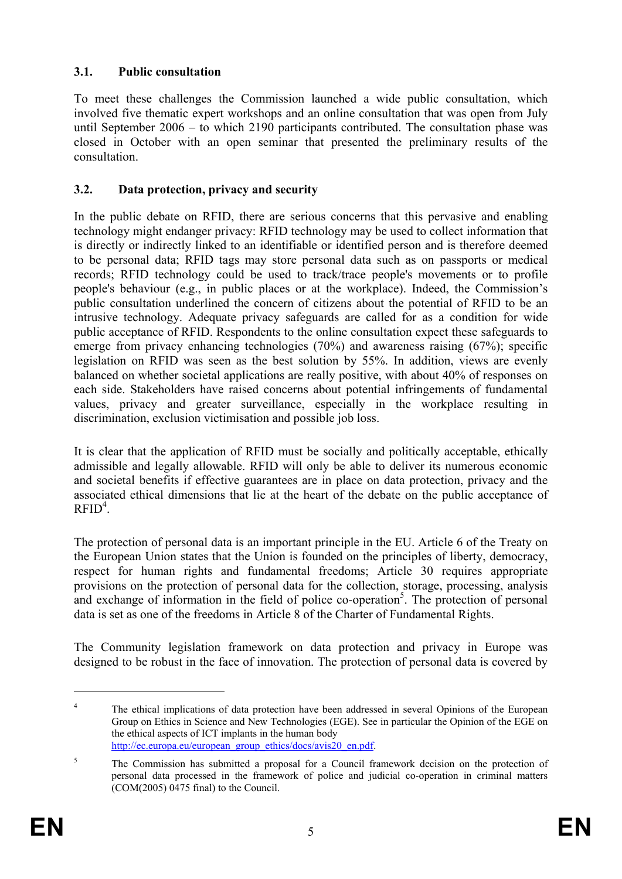### 3.1. Public consultation

To meet these challenges the Commission launched a wide public consultation, which involved five thematic expert workshops and an online consultation that was open from July until September 2006 – to which 2190 participants contributed. The consultation phase was closed in October with an open seminar that presented the preliminary results of the consultation.

### 3.2. Data protection, privacy and security

In the public debate on RFID, there are serious concerns that this pervasive and enabling technology might endanger privacy: RFID technology may be used to collect information that is directly or indirectly linked to an identifiable or identified person and is therefore deemed to be personal data; RFID tags may store personal data such as on passports or medical records; RFID technology could be used to track/trace people's movements or to profile people's behaviour (e.g., in public places or at the workplace). Indeed, the Commission's public consultation underlined the concern of citizens about the potential of RFID to be an intrusive technology. Adequate privacy safeguards are called for as a condition for wide public acceptance of RFID. Respondents to the online consultation expect these safeguards to emerge from privacy enhancing technologies (70%) and awareness raising (67%); specific legislation on RFID was seen as the best solution by 55%. In addition, views are evenly balanced on whether societal applications are really positive, with about 40% of responses on each side. Stakeholders have raised concerns about potential infringements of fundamental values, privacy and greater surveillance, especially in the workplace resulting in discrimination, exclusion victimisation and possible job loss.

It is clear that the application of RFID must be socially and politically acceptable, ethically admissible and legally allowable. RFID will only be able to deliver its numerous economic and societal benefits if effective guarantees are in place on data protection, privacy and the associated ethical dimensions that lie at the heart of the debate on the public acceptance of RFID[4].

The protection of personal data is an important principle in the EU. Article 6 of the Treaty on the European Union states that the Union is founded on the principles of liberty, democracy, respect for human rights and fundamental freedoms; Article 30 requires appropriate provisions on the protection of personal data for the collection, storage, processing, analysis and exchange of information in the field of police co-operation[5]. The protection of personal data is set as one of the freedoms in Article 8 of the Charter of Fundamental Rights.

The Community legislation framework on data protection and privacy in Europe was designed to be robust in the face of innovation. The protection of personal data is covered by

---

[4] The ethical implications of data protection have been addressed in several Opinions of the European Group on Ethics in Science and New Technologies (EGE). See in particular the Opinion of the EGE on the ethical aspects of ICT implants in the human body http://ec.europa.eu/european_group_ethics/docs/avis20_en.pdf.

[5] The Commission has submitted a proposal for a Council framework decision on the protection of personal data processed in the framework of police and judicial co-operation in criminal matters (COM(2005) 0475 final) to the Council.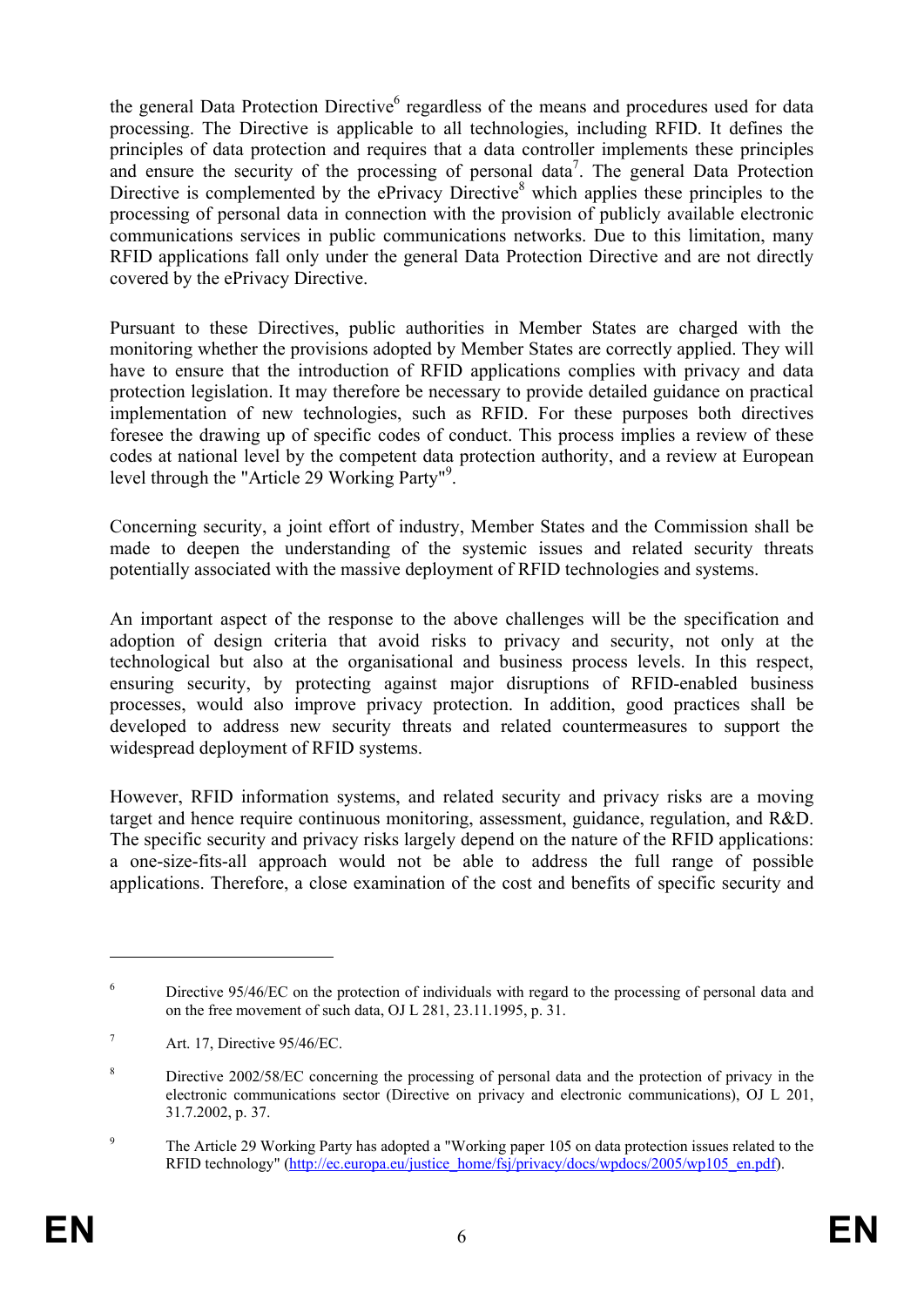the general Data Protection Directive[6] regardless of the means and procedures used for data processing. The Directive is applicable to all technologies, including RFID. It defines the principles of data protection and requires that a data controller implements these principles and ensure the security of the processing of personal data[7]. The general Data Protection Directive is complemented by the ePrivacy Directive[8] which applies these principles to the processing of personal data in connection with the provision of publicly available electronic communications services in public communications networks. Due to this limitation, many RFID applications fall only under the general Data Protection Directive and are not directly covered by the ePrivacy Directive.

Pursuant to these Directives, public authorities in Member States are charged with the monitoring whether the provisions adopted by Member States are correctly applied. They will have to ensure that the introduction of RFID applications complies with privacy and data protection legislation. It may therefore be necessary to provide detailed guidance on practical implementation of new technologies, such as RFID. For these purposes both directives foresee the drawing up of specific codes of conduct. This process implies a review of these codes at national level by the competent data protection authority, and a review at European level through the "Article 29 Working Party"[9].

Concerning security, a joint effort of industry, Member States and the Commission shall be made to deepen the understanding of the systemic issues and related security threats potentially associated with the massive deployment of RFID technologies and systems.

An important aspect of the response to the above challenges will be the specification and adoption of design criteria that avoid risks to privacy and security, not only at the technological but also at the organisational and business process levels. In this respect, ensuring security, by protecting against major disruptions of RFID-enabled business processes, would also improve privacy protection. In addition, good practices shall be developed to address new security threats and related countermeasures to support the widespread deployment of RFID systems.

However, RFID information systems, and related security and privacy risks are a moving target and hence require continuous monitoring, assessment, guidance, regulation, and R&D. The specific security and privacy risks largely depend on the nature of the RFID applications: a one-size-fits-all approach would not be able to address the full range of possible applications. Therefore, a close examination of the cost and benefits of specific security and

---

[6] Directive 95/46/EC on the protection of individuals with regard to the processing of personal data and on the free movement of such data, OJ L 281, 23.11.1995, p. 31.

[7] Art. 17, Directive 95/46/EC.

[8] Directive 2002/58/EC concerning the processing of personal data and the protection of privacy in the electronic communications sector (Directive on privacy and electronic communications), OJ L 201, 31.7.2002, p. 37.

[9] The Article 29 Working Party has adopted a "Working paper 105 on data protection issues related to the RFID technology" (http://ec.europa.eu/justice_home/fsj/privacy/docs/wpdocs/2005/wp105_en.pdf).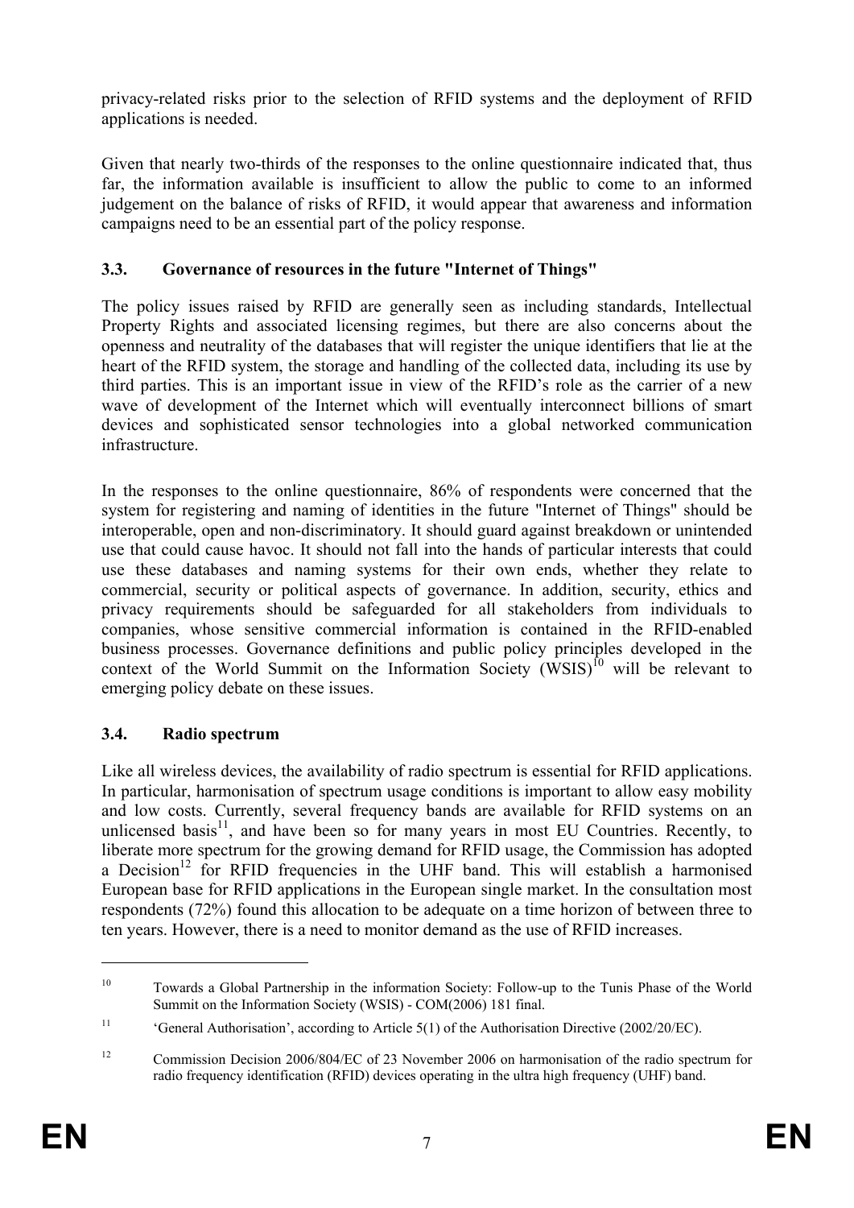privacy-related risks prior to the selection of RFID systems and the deployment of RFID applications is needed.

Given that nearly two-thirds of the responses to the online questionnaire indicated that, thus far, the information available is insufficient to allow the public to come to an informed judgement on the balance of risks of RFID, it would appear that awareness and information campaigns need to be an essential part of the policy response.

### 3.3. Governance of resources in the future "Internet of Things"

The policy issues raised by RFID are generally seen as including standards, Intellectual Property Rights and associated licensing regimes, but there are also concerns about the openness and neutrality of the databases that will register the unique identifiers that lie at the heart of the RFID system, the storage and handling of the collected data, including its use by third parties. This is an important issue in view of the RFID's role as the carrier of a new wave of development of the Internet which will eventually interconnect billions of smart devices and sophisticated sensor technologies into a global networked communication infrastructure.

In the responses to the online questionnaire, 86% of respondents were concerned that the system for registering and naming of identities in the future "Internet of Things" should be interoperable, open and non-discriminatory. It should guard against breakdown or unintended use that could cause havoc. It should not fall into the hands of particular interests that could use these databases and naming systems for their own ends, whether they relate to commercial, security or political aspects of governance. In addition, security, ethics and privacy requirements should be safeguarded for all stakeholders from individuals to companies, whose sensitive commercial information is contained in the RFID-enabled business processes. Governance definitions and public policy principles developed in the context of the World Summit on the Information Society (WSIS)[10] will be relevant to emerging policy debate on these issues.

### 3.4. Radio spectrum

Like all wireless devices, the availability of radio spectrum is essential for RFID applications. In particular, harmonisation of spectrum usage conditions is important to allow easy mobility and low costs. Currently, several frequency bands are available for RFID systems on an unlicensed basis[11], and have been so for many years in most EU Countries. Recently, to liberate more spectrum for the growing demand for RFID usage, the Commission has adopted a Decision[12] for RFID frequencies in the UHF band. This will establish a harmonised European base for RFID applications in the European single market. In the consultation most respondents (72%) found this allocation to be adequate on a time horizon of between three to ten years. However, there is a need to monitor demand as the use of RFID increases.

---

[10] Towards a Global Partnership in the information Society: Follow-up to the Tunis Phase of the World Summit on the Information Society (WSIS) - COM(2006) 181 final.

[11] 'General Authorisation', according to Article 5(1) of the Authorisation Directive (2002/20/EC).

[12] Commission Decision 2006/804/EC of 23 November 2006 on harmonisation of the radio spectrum for radio frequency identification (RFID) devices operating in the ultra high frequency (UHF) band.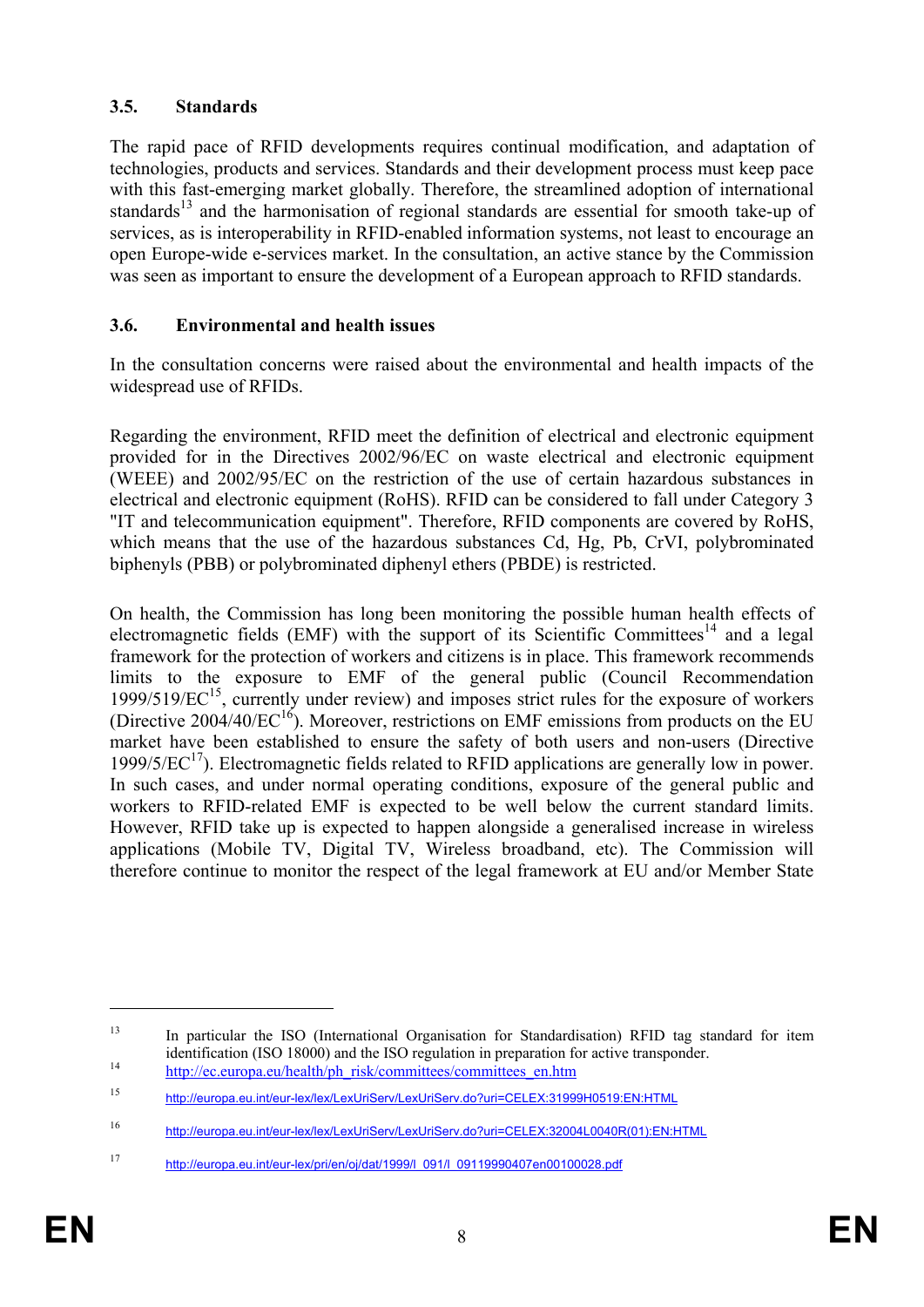### 3.5. Standards

The rapid pace of RFID developments requires continual modification, and adaptation of technologies, products and services. Standards and their development process must keep pace with this fast-emerging market globally. Therefore, the streamlined adoption of international standards[13] and the harmonisation of regional standards are essential for smooth take-up of services, as is interoperability in RFID-enabled information systems, not least to encourage an open Europe-wide e-services market. In the consultation, an active stance by the Commission was seen as important to ensure the development of a European approach to RFID standards.

### 3.6. Environmental and health issues

In the consultation concerns were raised about the environmental and health impacts of the widespread use of RFIDs.

Regarding the environment, RFID meet the definition of electrical and electronic equipment provided for in the Directives 2002/96/EC on waste electrical and electronic equipment (WEEE) and 2002/95/EC on the restriction of the use of certain hazardous substances in electrical and electronic equipment (RoHS). RFID can be considered to fall under Category 3 "IT and telecommunication equipment". Therefore, RFID components are covered by RoHS, which means that the use of the hazardous substances Cd, Hg, Pb, CrVI, polybrominated biphenyls (PBB) or polybrominated diphenyl ethers (PBDE) is restricted.

On health, the Commission has long been monitoring the possible human health effects of electromagnetic fields (EMF) with the support of its Scientific Committees[14] and a legal framework for the protection of workers and citizens is in place. This framework recommends limits to the exposure to EMF of the general public (Council Recommendation 1999/519/EC[15], currently under review) and imposes strict rules for the exposure of workers (Directive 2004/40/EC[16]). Moreover, restrictions on EMF emissions from products on the EU market have been established to ensure the safety of both users and non-users (Directive 1999/5/EC[17]). Electromagnetic fields related to RFID applications are generally low in power. In such cases, and under normal operating conditions, exposure of the general public and workers to RFID-related EMF is expected to be well below the current standard limits. However, RFID take up is expected to happen alongside a generalised increase in wireless applications (Mobile TV, Digital TV, Wireless broadband, etc). The Commission will therefore continue to monitor the respect of the legal framework at EU and/or Member State

---

[13] In particular the ISO (International Organisation for Standardisation) RFID tag standard for item identification (ISO 18000) and the ISO regulation in preparation for active transponder.

[14] http://ec.europa.eu/health/ph_risk/committees/committees_en.htm

[15] http://europa.eu.int/eur-lex/lex/LexUriServ/LexUriServ.do?uri=CELEX:31999H0519:EN:HTML

[16] http://europa.eu.int/eur-lex/lex/LexUriServ/LexUriServ.do?uri=CELEX:32004L0040R(01):EN:HTML

[17] http://europa.eu.int/eur-lex/pri/en/oj/dat/1999/l_091/l_09119990407en00100028.pdf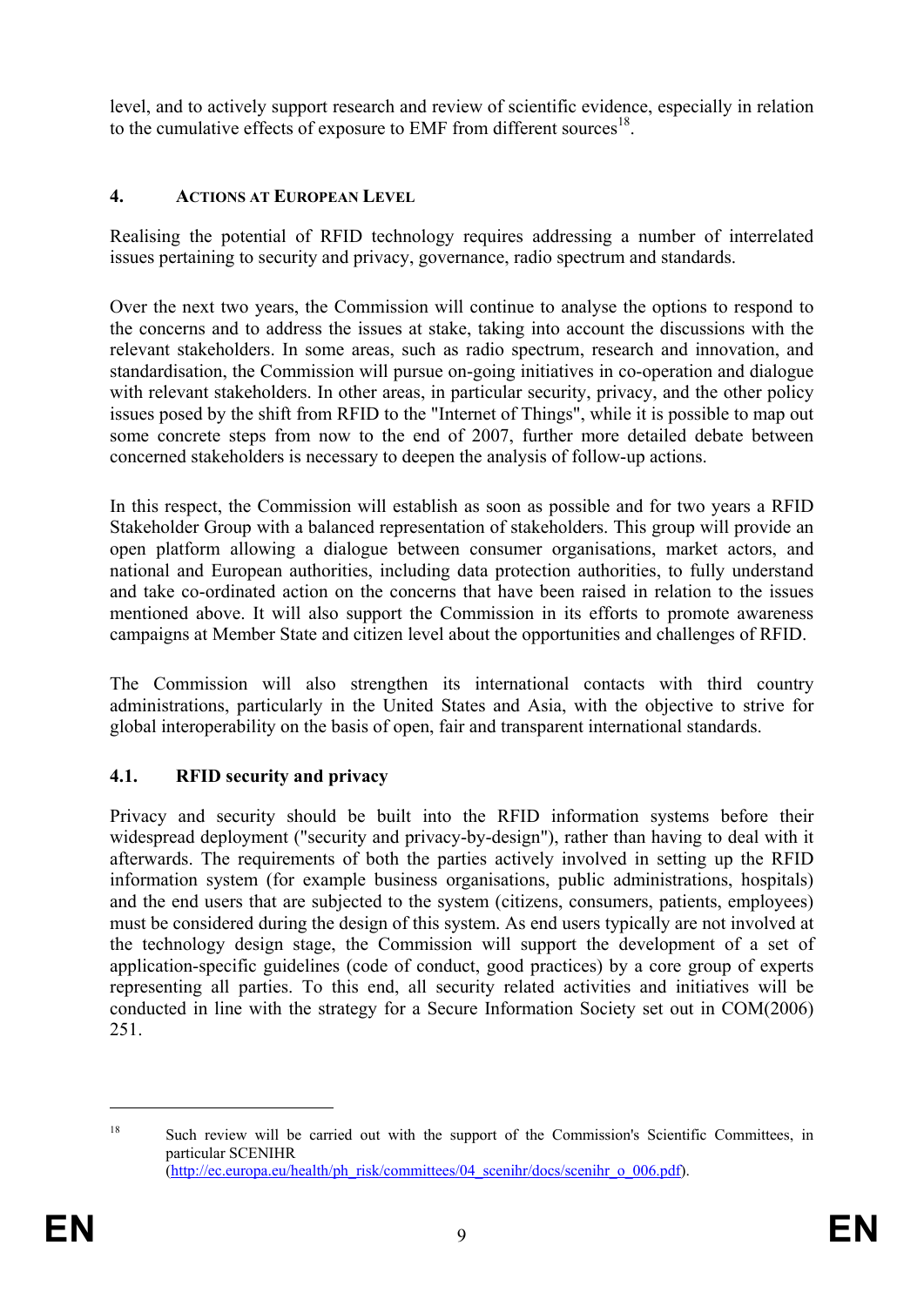level, and to actively support research and review of scientific evidence, especially in relation to the cumulative effects of exposure to EMF from different sources[18].

## 4. ACTIONS AT EUROPEAN LEVEL

Realising the potential of RFID technology requires addressing a number of interrelated issues pertaining to security and privacy, governance, radio spectrum and standards.

Over the next two years, the Commission will continue to analyse the options to respond to the concerns and to address the issues at stake, taking into account the discussions with the relevant stakeholders. In some areas, such as radio spectrum, research and innovation, and standardisation, the Commission will pursue on-going initiatives in co-operation and dialogue with relevant stakeholders. In other areas, in particular security, privacy, and the other policy issues posed by the shift from RFID to the "Internet of Things", while it is possible to map out some concrete steps from now to the end of 2007, further more detailed debate between concerned stakeholders is necessary to deepen the analysis of follow-up actions.

In this respect, the Commission will establish as soon as possible and for two years a RFID Stakeholder Group with a balanced representation of stakeholders. This group will provide an open platform allowing a dialogue between consumer organisations, market actors, and national and European authorities, including data protection authorities, to fully understand and take co-ordinated action on the concerns that have been raised in relation to the issues mentioned above. It will also support the Commission in its efforts to promote awareness campaigns at Member State and citizen level about the opportunities and challenges of RFID.

The Commission will also strengthen its international contacts with third country administrations, particularly in the United States and Asia, with the objective to strive for global interoperability on the basis of open, fair and transparent international standards.

### 4.1. RFID security and privacy

Privacy and security should be built into the RFID information systems before their widespread deployment ("security and privacy-by-design"), rather than having to deal with it afterwards. The requirements of both the parties actively involved in setting up the RFID information system (for example business organisations, public administrations, hospitals) and the end users that are subjected to the system (citizens, consumers, patients, employees) must be considered during the design of this system. As end users typically are not involved at the technology design stage, the Commission will support the development of a set of application-specific guidelines (code of conduct, good practices) by a core group of experts representing all parties. To this end, all security related activities and initiatives will be conducted in line with the strategy for a Secure Information Society set out in COM(2006) 251.

---

[18] Such review will be carried out with the support of the Commission's Scientific Committees, in particular SCENIHR (http://ec.europa.eu/health/ph_risk/committees/04_scenihr/docs/scenihr_o_006.pdf).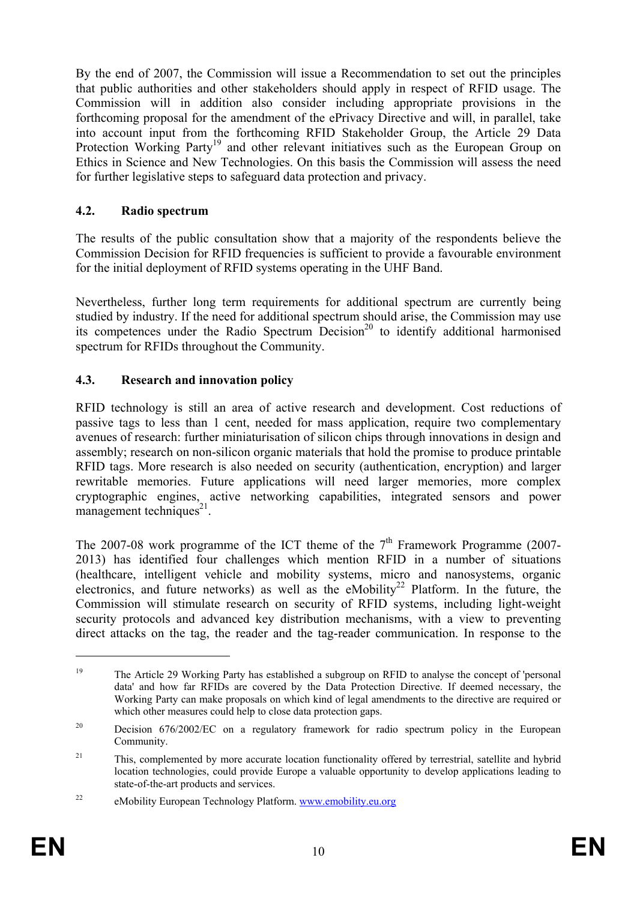By the end of 2007, the Commission will issue a Recommendation to set out the principles that public authorities and other stakeholders should apply in respect of RFID usage. The Commission will in addition also consider including appropriate provisions in the forthcoming proposal for the amendment of the ePrivacy Directive and will, in parallel, take into account input from the forthcoming RFID Stakeholder Group, the Article 29 Data Protection Working Party[19] and other relevant initiatives such as the European Group on Ethics in Science and New Technologies. On this basis the Commission will assess the need for further legislative steps to safeguard data protection and privacy.

### 4.2. Radio spectrum

The results of the public consultation show that a majority of the respondents believe the Commission Decision for RFID frequencies is sufficient to provide a favourable environment for the initial deployment of RFID systems operating in the UHF Band.

Nevertheless, further long term requirements for additional spectrum are currently being studied by industry. If the need for additional spectrum should arise, the Commission may use its competences under the Radio Spectrum Decision[20] to identify additional harmonised spectrum for RFIDs throughout the Community.

### 4.3. Research and innovation policy

RFID technology is still an area of active research and development. Cost reductions of passive tags to less than 1 cent, needed for mass application, require two complementary avenues of research: further miniaturisation of silicon chips through innovations in design and assembly; research on non-silicon organic materials that hold the promise to produce printable RFID tags. More research is also needed on security (authentication, encryption) and larger rewritable memories. Future applications will need larger memories, more complex cryptographic engines, active networking capabilities, integrated sensors and power management techniques[21].

The 2007-08 work programme of the ICT theme of the 7th Framework Programme (2007-2013) has identified four challenges which mention RFID in a number of situations (healthcare, intelligent vehicle and mobility systems, micro and nanosystems, organic electronics, and future networks) as well as the eMobility[22] Platform. In the future, the Commission will stimulate research on security of RFID systems, including light-weight security protocols and advanced key distribution mechanisms, with a view to preventing direct attacks on the tag, the reader and the tag-reader communication. In response to the

---

[19] The Article 29 Working Party has established a subgroup on RFID to analyse the concept of 'personal data' and how far RFIDs are covered by the Data Protection Directive. If deemed necessary, the Working Party can make proposals on which kind of legal amendments to the directive are required or which other measures could help to close data protection gaps.

[20] Decision 676/2002/EC on a regulatory framework for radio spectrum policy in the European Community.

[21] This, complemented by more accurate location functionality offered by terrestrial, satellite and hybrid location technologies, could provide Europe a valuable opportunity to develop applications leading to state-of-the-art products and services.

[22] eMobility European Technology Platform. www.emobility.eu.org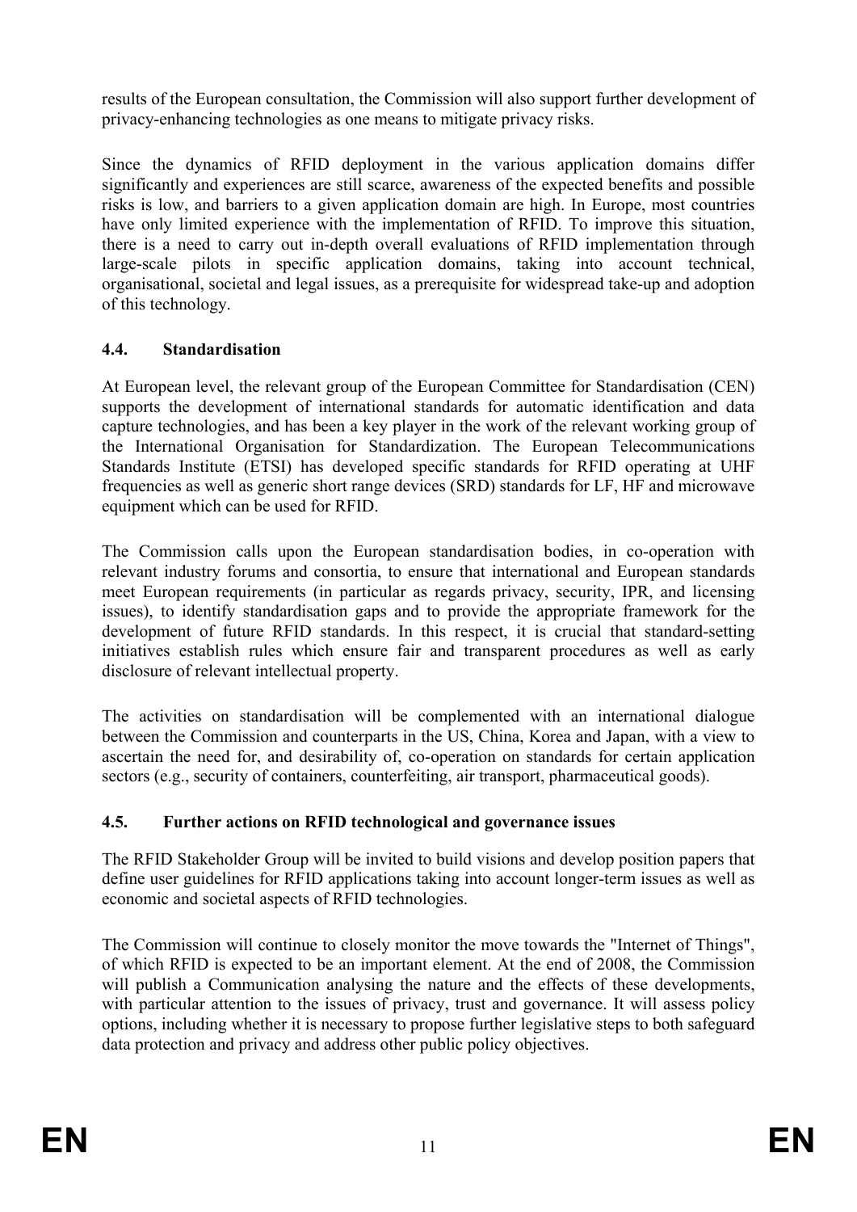results of the European consultation, the Commission will also support further development of privacy-enhancing technologies as one means to mitigate privacy risks.

Since the dynamics of RFID deployment in the various application domains differ significantly and experiences are still scarce, awareness of the expected benefits and possible risks is low, and barriers to a given application domain are high. In Europe, most countries have only limited experience with the implementation of RFID. To improve this situation, there is a need to carry out in-depth overall evaluations of RFID implementation through large-scale pilots in specific application domains, taking into account technical, organisational, societal and legal issues, as a prerequisite for widespread take-up and adoption of this technology.

### 4.4. Standardisation

At European level, the relevant group of the European Committee for Standardisation (CEN) supports the development of international standards for automatic identification and data capture technologies, and has been a key player in the work of the relevant working group of the International Organisation for Standardization. The European Telecommunications Standards Institute (ETSI) has developed specific standards for RFID operating at UHF frequencies as well as generic short range devices (SRD) standards for LF, HF and microwave equipment which can be used for RFID.

The Commission calls upon the European standardisation bodies, in co-operation with relevant industry forums and consortia, to ensure that international and European standards meet European requirements (in particular as regards privacy, security, IPR, and licensing issues), to identify standardisation gaps and to provide the appropriate framework for the development of future RFID standards. In this respect, it is crucial that standard-setting initiatives establish rules which ensure fair and transparent procedures as well as early disclosure of relevant intellectual property.

The activities on standardisation will be complemented with an international dialogue between the Commission and counterparts in the US, China, Korea and Japan, with a view to ascertain the need for, and desirability of, co-operation on standards for certain application sectors (e.g., security of containers, counterfeiting, air transport, pharmaceutical goods).

### 4.5. Further actions on RFID technological and governance issues

The RFID Stakeholder Group will be invited to build visions and develop position papers that define user guidelines for RFID applications taking into account longer-term issues as well as economic and societal aspects of RFID technologies.

The Commission will continue to closely monitor the move towards the "Internet of Things", of which RFID is expected to be an important element. At the end of 2008, the Commission will publish a Communication analysing the nature and the effects of these developments, with particular attention to the issues of privacy, trust and governance. It will assess policy options, including whether it is necessary to propose further legislative steps to both safeguard data protection and privacy and address other public policy objectives.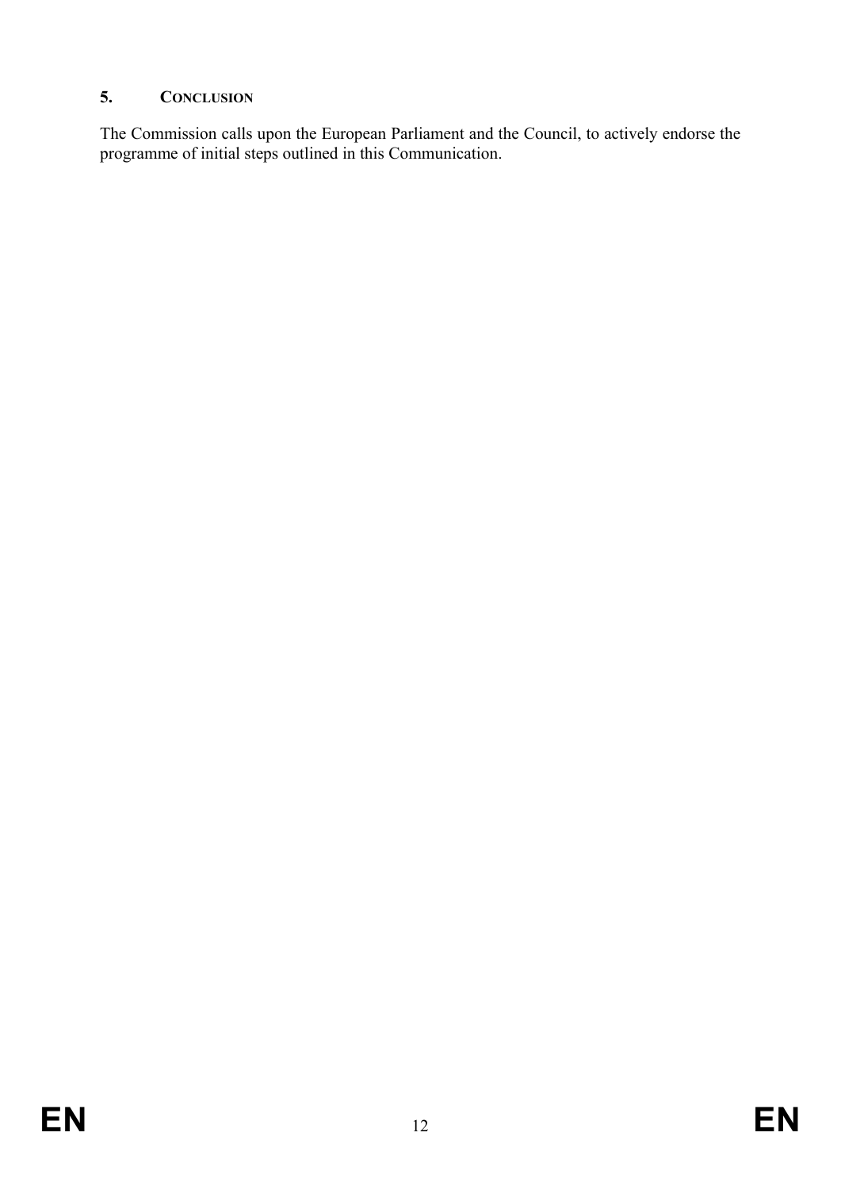## 5. CONCLUSION

The Commission calls upon the European Parliament and the Council, to actively endorse the programme of initial steps outlined in this Communication.